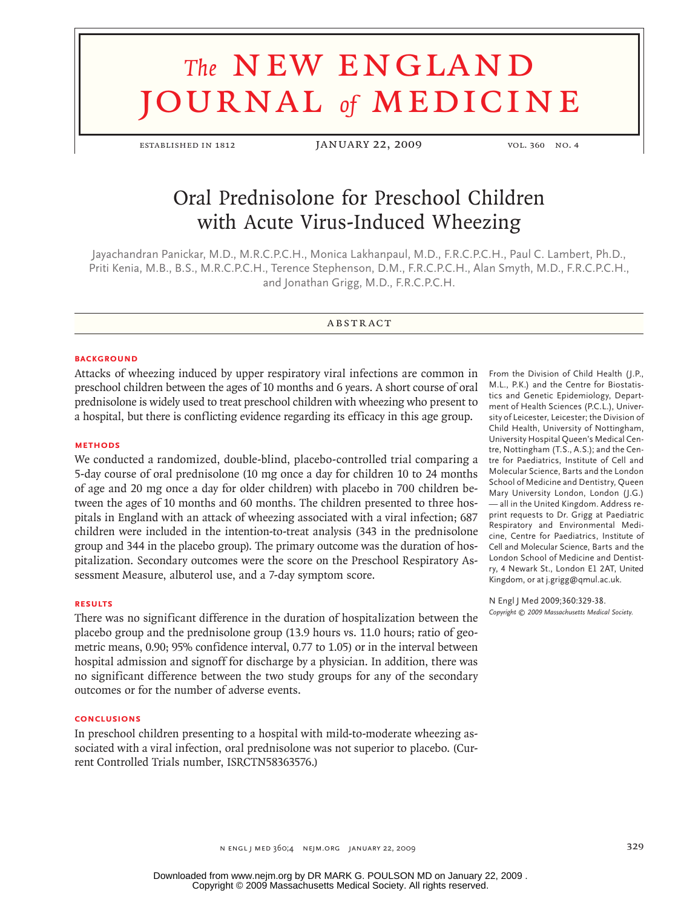# Oral Prednisolone for Preschool Children with Acute Virus-Induced Wheezing

Jayachandran Panickar, M.D., M.R.C.P.C.H., Monica Lakhanpaul, M.D., F.R.C.P.C.H., Paul C. Lambert, Ph.D., Priti Kenia, M.B., B.S., M.R.C.P.C.H., Terence Stephenson, D.M., F.R.C.P.C.H., Alan Smyth, M.D., F.R.C.P.C.H., and Jonathan Grigg, M.D., F.R.C.P.C.H.

## Abstract

### Background

Attacks of wheezing induced by upper respiratory viral infections are common in preschool children between the ages of 10 months and 6 years. A short course of oral prednisolone is widely used to treat preschool children with wheezing who present to a hospital, but there is conflicting evidence regarding its efficacy in this age group.

### Methods

We conducted a randomized, double-blind, placebo-controlled trial comparing a 5-day course of oral prednisolone (10 mg once a day for children 10 to 24 months of age and 20 mg once a day for older children) with placebo in 700 children between the ages of 10 months and 60 months. The children presented to three hospitals in England with an attack of wheezing associated with a viral infection; 687 children were included in the intention-to-treat analysis (343 in the prednisolone group and 344 in the placebo group). The primary outcome was the duration of hospitalization. Secondary outcomes were the score on the Preschool Respiratory Assessment Measure, albuterol use, and a 7-day symptom score.

### Results

There was no significant difference in the duration of hospitalization between the placebo group and the prednisolone group (13.9 hours vs. 11.0 hours; ratio of geometric means, 0.90; 95% confidence interval, 0.77 to 1.05) or in the interval between hospital admission and signoff for discharge by a physician. In addition, there was no significant difference between the two study groups for any of the secondary outcomes or for the number of adverse events.

### Conclusions

In preschool children presenting to a hospital with mild-to-moderate wheezing associated with a viral infection, oral prednisolone was not superior to placebo. (Current Controlled Trials number, ISRCTN58363576.)

From the Division of Child Health (J.P., M.L., P.K.) and the Centre for Biostatistics and Genetic Epidemiology, Department of Health Sciences (P.C.L.), University of Leicester, Leicester; the Division of Child Health, University of Nottingham, University Hospital Queen's Medical Centre, Nottingham (T.S., A.S.); and the Centre for Paediatrics, Institute of Cell and Molecular Science, Barts and the London School of Medicine and Dentistry, Queen Mary University London, London (J.G.) — all in the United Kingdom. Address reprint requests to Dr. Grigg at Paediatric Respiratory and Environmental Medicine, Centre for Paediatrics, Institute of Cell and Molecular Science, Barts and the London School of Medicine and Dentistry, 4 Newark St., London E1 2AT, United Kingdom, or at j.grigg@qmul.ac.uk.

N Engl J Med 2009;360:329-38.
*Copyright © 2009 Massachusetts Medical Society.*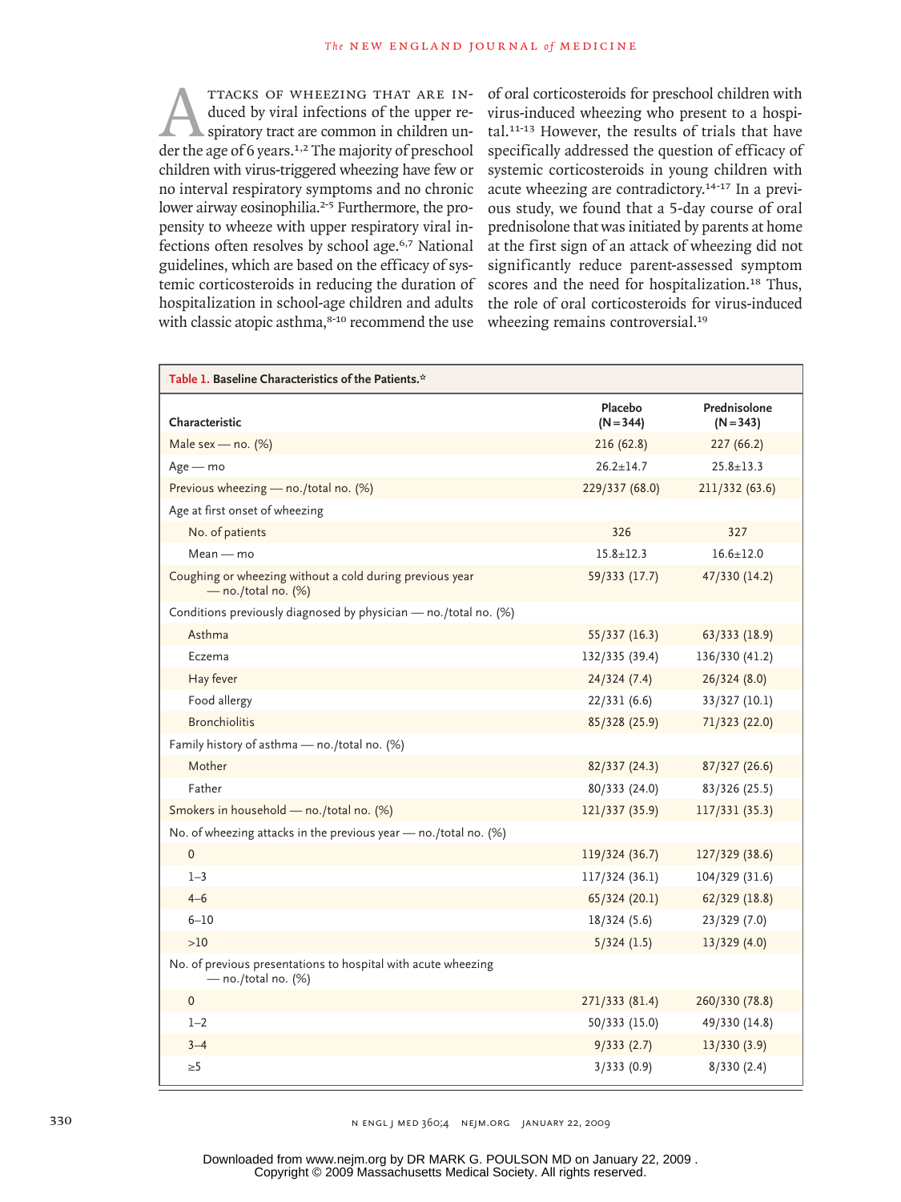Attacks of wheezing that are induced by viral infections of the upper respiratory tract are common in children under the age of 6 years.[1,2] The majority of preschool children with virus-triggered wheezing have few or no interval respiratory symptoms and no chronic lower airway eosinophilia.[2-5] Furthermore, the propensity to wheeze with upper respiratory viral infections often resolves by school age.[6,7] National guidelines, which are based on the efficacy of systemic corticosteroids in reducing the duration of hospitalization in school-age children and adults with classic atopic asthma,[8-10] recommend the use of oral corticosteroids for preschool children with virus-induced wheezing who present to a hospital.[11-13] However, the results of trials that have specifically addressed the question of efficacy of systemic corticosteroids in young children with acute wheezing are contradictory.[14-17] In a previous study, we found that a 5-day course of oral prednisolone that was initiated by parents at home at the first sign of an attack of wheezing did not significantly reduce parent-assessed symptom scores and the need for hospitalization.[18] Thus, the role of oral corticosteroids for virus-induced wheezing remains controversial.[19]

**Table 1. Baseline Characteristics of the Patients.***

| Characteristic | Placebo (N=344) | Prednisolone (N=343) |
|---|---|---|
| Male sex — no. (%) | 216 (62.8) | 227 (66.2) |
| Age — mo | 26.2±14.7 | 25.8±13.3 |
| Previous wheezing — no./total no. (%) | 229/337 (68.0) | 211/332 (63.6) |
| Age at first onset of wheezing | | |
| No. of patients | 326 | 327 |
| Mean — mo | 15.8±12.3 | 16.6±12.0 |
| Coughing or wheezing without a cold during previous year — no./total no. (%) | 59/333 (17.7) | 47/330 (14.2) |
| Conditions previously diagnosed by physician — no./total no. (%) | | |
| Asthma | 55/337 (16.3) | 63/333 (18.9) |
| Eczema | 132/335 (39.4) | 136/330 (41.2) |
| Hay fever | 24/324 (7.4) | 26/324 (8.0) |
| Food allergy | 22/331 (6.6) | 33/327 (10.1) |
| Bronchiolitis | 85/328 (25.9) | 71/323 (22.0) |
| Family history of asthma — no./total no. (%) | | |
| Mother | 82/337 (24.3) | 87/327 (26.6) |
| Father | 80/333 (24.0) | 83/326 (25.5) |
| Smokers in household — no./total no. (%) | 121/337 (35.9) | 117/331 (35.3) |
| No. of wheezing attacks in the previous year — no./total no. (%) | | |
| 0 | 119/324 (36.7) | 127/329 (38.6) |
| 1–3 | 117/324 (36.1) | 104/329 (31.6) |
| 4–6 | 65/324 (20.1) | 62/329 (18.8) |
| 6–10 | 18/324 (5.6) | 23/329 (7.0) |
| >10 | 5/324 (1.5) | 13/329 (4.0) |
| No. of previous presentations to hospital with acute wheezing — no./total no. (%) | | |
| 0 | 271/333 (81.4) | 260/330 (78.8) |
| 1–2 | 50/333 (15.0) | 49/330 (14.8) |
| 3–4 | 9/333 (2.7) | 13/330 (3.9) |
| ≥5 | 3/333 (0.9) | 8/330 (2.4) |

Downloaded from www.nejm.org by DR MARK G. POULSON MD on January 22, 2009 .
Copyright © 2009 Massachusetts Medical Society. All rights reserved.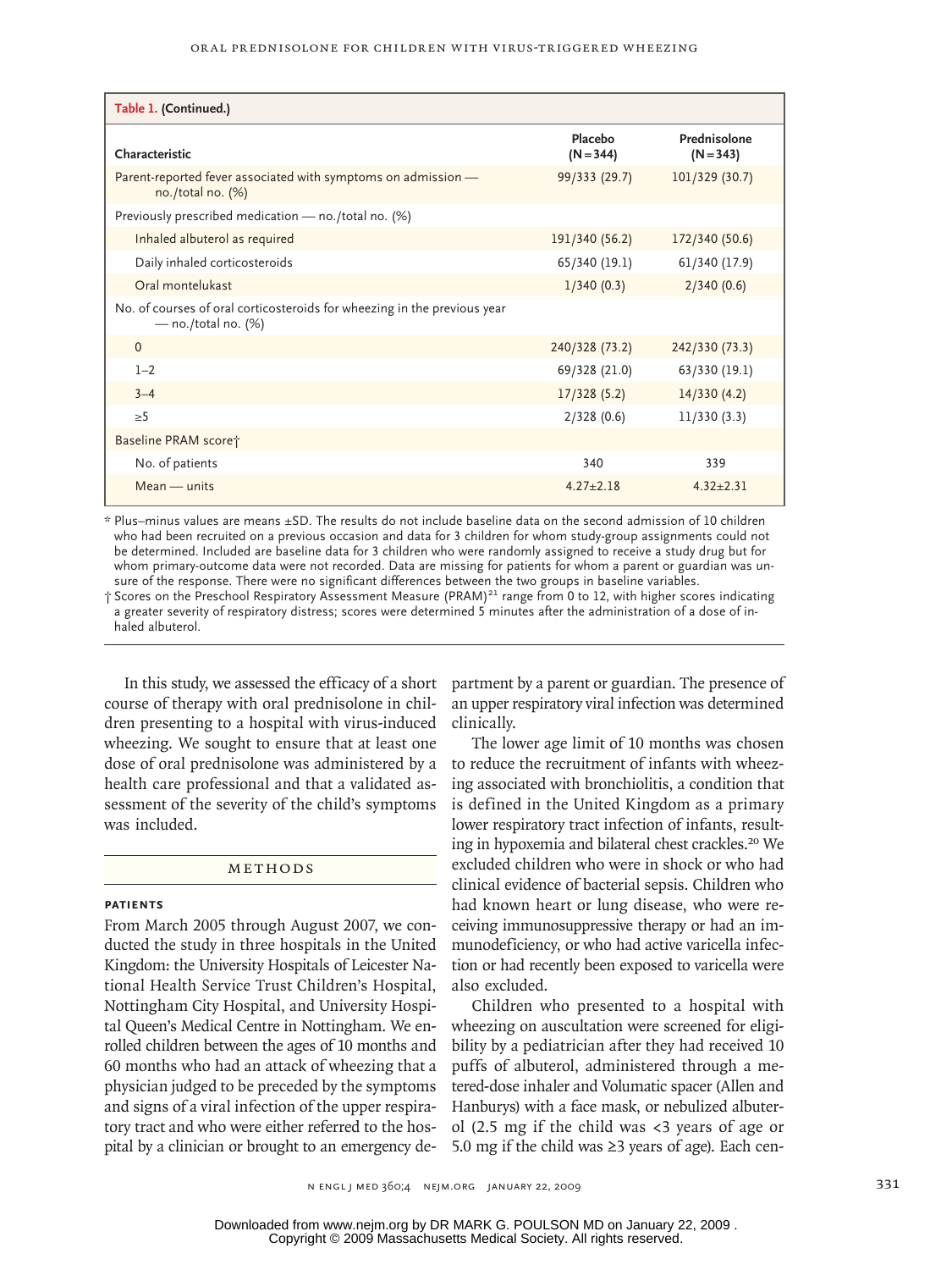**Table 1. (Continued.)**

| Characteristic | Placebo (N=344) | Prednisolone (N=343) |
|---|---|---|
| Parent-reported fever associated with symptoms on admission — no./total no. (%) | 99/333 (29.7) | 101/329 (30.7) |
| Previously prescribed medication — no./total no. (%) | | |
| Inhaled albuterol as required | 191/340 (56.2) | 172/340 (50.6) |
| Daily inhaled corticosteroids | 65/340 (19.1) | 61/340 (17.9) |
| Oral montelukast | 1/340 (0.3) | 2/340 (0.6) |
| No. of courses of oral corticosteroids for wheezing in the previous year — no./total no. (%) | | |
| 0 | 240/328 (73.2) | 242/330 (73.3) |
| 1–2 | 69/328 (21.0) | 63/330 (19.1) |
| 3–4 | 17/328 (5.2) | 14/330 (4.2) |
| ≥5 | 2/328 (0.6) | 11/330 (3.3) |
| Baseline PRAM score† | | |
| No. of patients | 340 | 339 |
| Mean — units | 4.27±2.18 | 4.32±2.31 |

\* Plus–minus values are means ±SD. The results do not include baseline data on the second admission of 10 children who had been recruited on a previous occasion and data for 3 children for whom study-group assignments could not be determined. Included are baseline data for 3 children who were randomly assigned to receive a study drug but for whom primary-outcome data were not recorded. Data are missing for patients for whom a parent or guardian was unsure of the response. There were no significant differences between the two groups in baseline variables.

† Scores on the Preschool Respiratory Assessment Measure (PRAM)[21] range from 0 to 12, with higher scores indicating a greater severity of respiratory distress; scores were determined 5 minutes after the administration of a dose of inhaled albuterol.

In this study, we assessed the efficacy of a short course of therapy with oral prednisolone in children presenting to a hospital with virus-induced wheezing. We sought to ensure that at least one dose of oral prednisolone was administered by a health care professional and that a validated assessment of the severity of the child's symptoms was included.

## METHODS

### PATIENTS

From March 2005 through August 2007, we conducted the study in three hospitals in the United Kingdom: the University Hospitals of Leicester National Health Service Trust Children's Hospital, Nottingham City Hospital, and University Hospital Queen's Medical Centre in Nottingham. We enrolled children between the ages of 10 months and 60 months who had an attack of wheezing that a physician judged to be preceded by the symptoms and signs of a viral infection of the upper respiratory tract and who were either referred to the hospital by a clinician or brought to an emergency department by a parent or guardian. The presence of an upper respiratory viral infection was determined clinically.

The lower age limit of 10 months was chosen to reduce the recruitment of infants with wheezing associated with bronchiolitis, a condition that is defined in the United Kingdom as a primary lower respiratory tract infection of infants, resulting in hypoxemia and bilateral chest crackles.[20] We excluded children who were in shock or who had clinical evidence of bacterial sepsis. Children who had known heart or lung disease, who were receiving immunosuppressive therapy or had an immunodeficiency, or who had active varicella infection or had recently been exposed to varicella were also excluded.

Children who presented to a hospital with wheezing on auscultation were screened for eligibility by a pediatrician after they had received 10 puffs of albuterol, administered through a metered-dose inhaler and Volumatic spacer (Allen and Hanburys) with a face mask, or nebulized albuterol (2.5 mg if the child was <3 years of age or 5.0 mg if the child was ≥3 years of age). Each cen-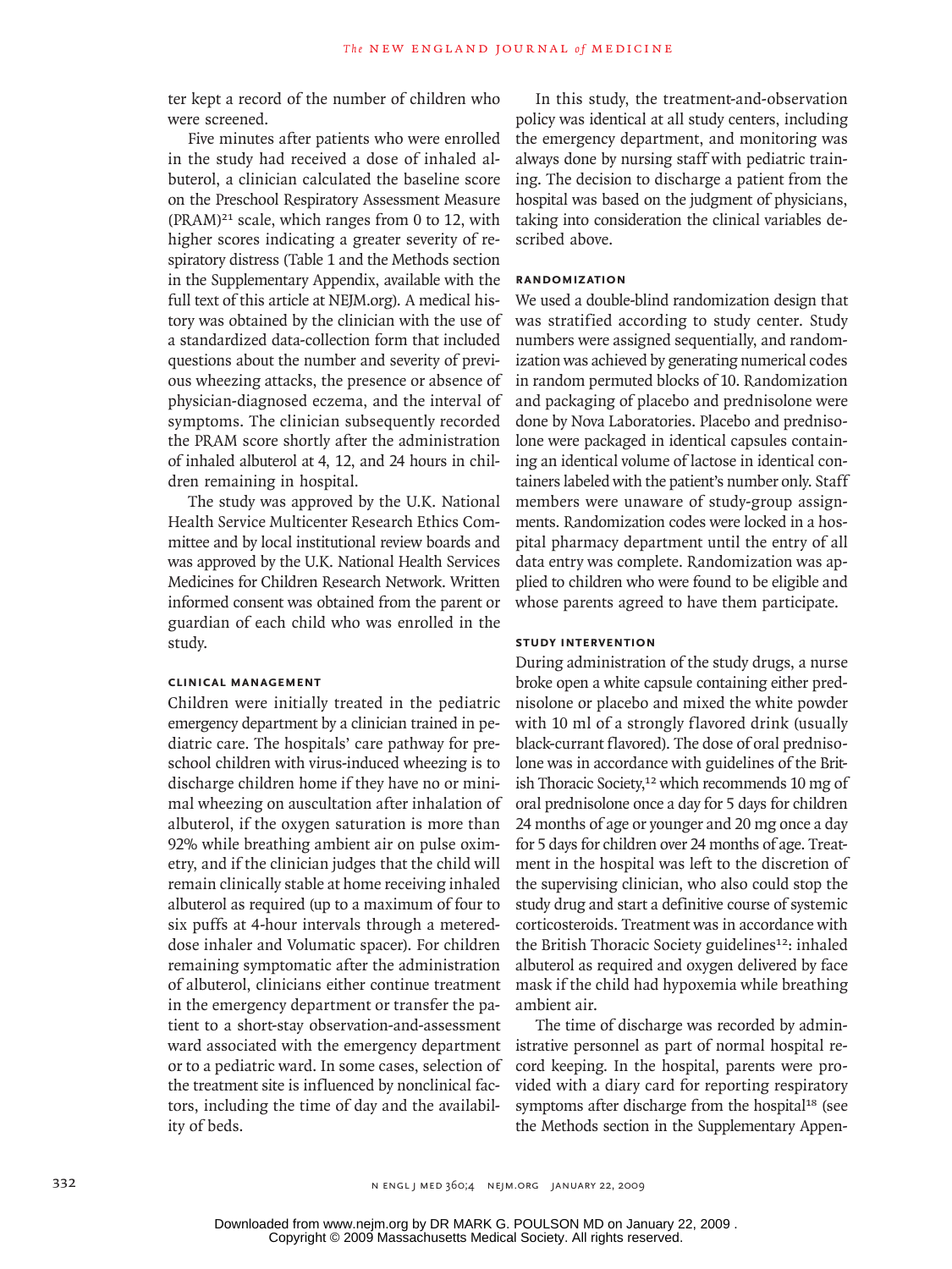ter kept a record of the number of children who were screened.

Five minutes after patients who were enrolled in the study had received a dose of inhaled albuterol, a clinician calculated the baseline score on the Preschool Respiratory Assessment Measure (PRAM)[21] scale, which ranges from 0 to 12, with higher scores indicating a greater severity of respiratory distress (Table 1 and the Methods section in the Supplementary Appendix, available with the full text of this article at NEJM.org). A medical history was obtained by the clinician with the use of a standardized data-collection form that included questions about the number and severity of previous wheezing attacks, the presence or absence of physician-diagnosed eczema, and the interval of symptoms. The clinician subsequently recorded the PRAM score shortly after the administration of inhaled albuterol at 4, 12, and 24 hours in children remaining in hospital.

The study was approved by the U.K. National Health Service Multicenter Research Ethics Committee and by local institutional review boards and was approved by the U.K. National Health Services Medicines for Children Research Network. Written informed consent was obtained from the parent or guardian of each child who was enrolled in the study.

### Clinical Management

Children were initially treated in the pediatric emergency department by a clinician trained in pediatric care. The hospitals' care pathway for preschool children with virus-induced wheezing is to discharge children home if they have no or minimal wheezing on auscultation after inhalation of albuterol, if the oxygen saturation is more than 92% while breathing ambient air on pulse oximetry, and if the clinician judges that the child will remain clinically stable at home receiving inhaled albuterol as required (up to a maximum of four to six puffs at 4-hour intervals through a metered-dose inhaler and Volumatic spacer). For children remaining symptomatic after the administration of albuterol, clinicians either continue treatment in the emergency department or transfer the patient to a short-stay observation-and-assessment ward associated with the emergency department or to a pediatric ward. In some cases, selection of the treatment site is influenced by nonclinical factors, including the time of day and the availability of beds.

In this study, the treatment-and-observation policy was identical at all study centers, including the emergency department, and monitoring was always done by nursing staff with pediatric training. The decision to discharge a patient from the hospital was based on the judgment of physicians, taking into consideration the clinical variables described above.

### Randomization

We used a double-blind randomization design that was stratified according to study center. Study numbers were assigned sequentially, and randomization was achieved by generating numerical codes in random permuted blocks of 10. Randomization and packaging of placebo and prednisolone were done by Nova Laboratories. Placebo and prednisolone were packaged in identical capsules containing an identical volume of lactose in identical containers labeled with the patient's number only. Staff members were unaware of study-group assignments. Randomization codes were locked in a hospital pharmacy department until the entry of all data entry was complete. Randomization was applied to children who were found to be eligible and whose parents agreed to have them participate.

### Study Intervention

During administration of the study drugs, a nurse broke open a white capsule containing either prednisolone or placebo and mixed the white powder with 10 ml of a strongly flavored drink (usually black-currant flavored). The dose of oral prednisolone was in accordance with guidelines of the British Thoracic Society,[12] which recommends 10 mg of oral prednisolone once a day for 5 days for children 24 months of age or younger and 20 mg once a day for 5 days for children over 24 months of age. Treatment in the hospital was left to the discretion of the supervising clinician, who also could stop the study drug and start a definitive course of systemic corticosteroids. Treatment was in accordance with the British Thoracic Society guidelines[12]: inhaled albuterol as required and oxygen delivered by face mask if the child had hypoxemia while breathing ambient air.

The time of discharge was recorded by administrative personnel as part of normal hospital record keeping. In the hospital, parents were provided with a diary card for reporting respiratory symptoms after discharge from the hospital[18] (see the Methods section in the Supplementary Appen-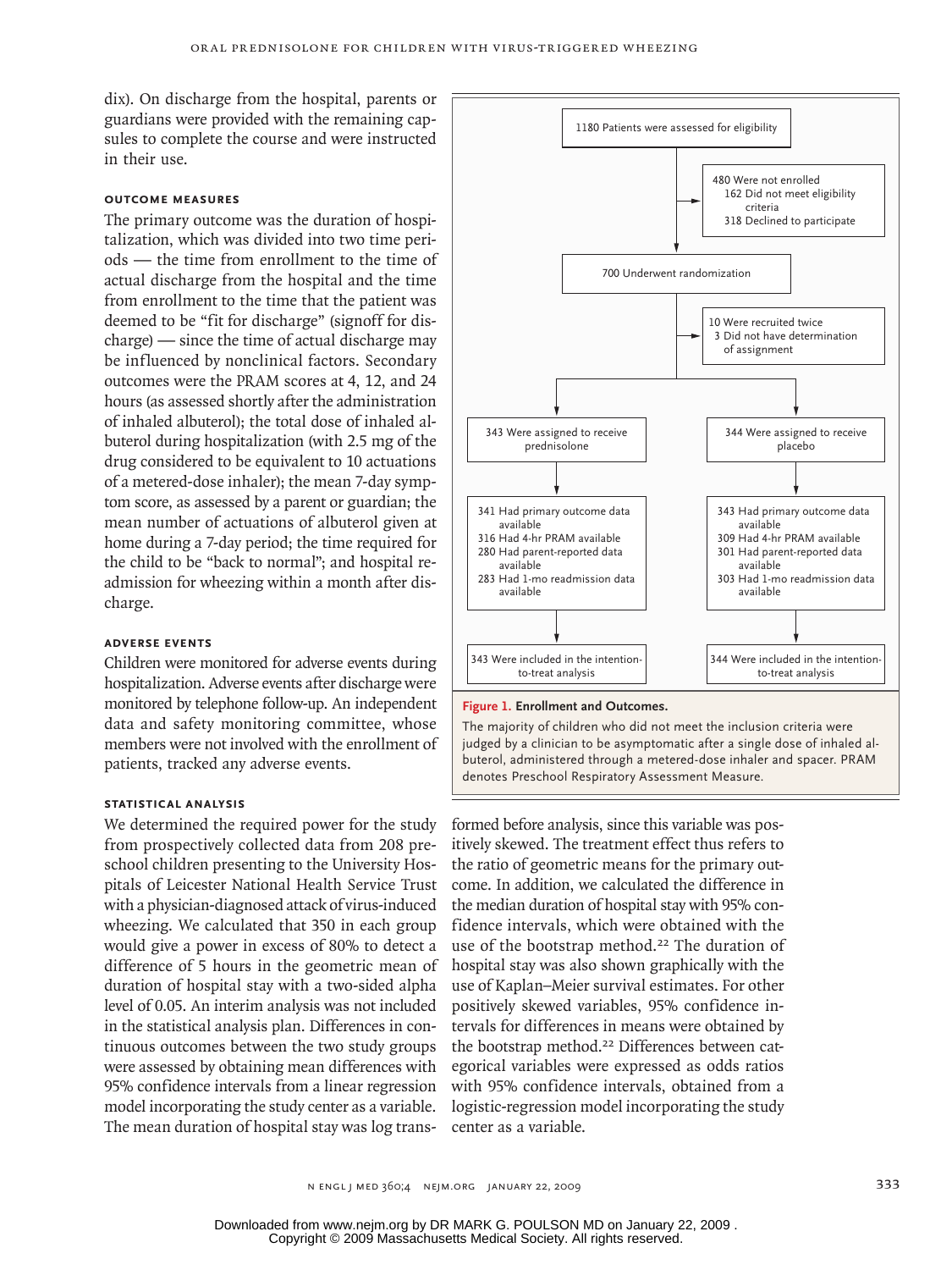dix). On discharge from the hospital, parents or guardians were provided with the remaining capsules to complete the course and were instructed in their use.

### Outcome Measures

The primary outcome was the duration of hospitalization, which was divided into two time periods — the time from enrollment to the time of actual discharge from the hospital and the time from enrollment to the time that the patient was deemed to be "fit for discharge" (signoff for discharge) — since the time of actual discharge may be influenced by nonclinical factors. Secondary outcomes were the PRAM scores at 4, 12, and 24 hours (as assessed shortly after the administration of inhaled albuterol); the total dose of inhaled albuterol during hospitalization (with 2.5 mg of the drug considered to be equivalent to 10 actuations of a metered-dose inhaler); the mean 7-day symptom score, as assessed by a parent or guardian; the mean number of actuations of albuterol given at home during a 7-day period; the time required for the child to be "back to normal"; and hospital readmission for wheezing within a month after discharge.

### Adverse Events

Children were monitored for adverse events during hospitalization. Adverse events after discharge were monitored by telephone follow-up. An independent data and safety monitoring committee, whose members were not involved with the enrollment of patients, tracked any adverse events.

### Statistical Analysis

We determined the required power for the study from prospectively collected data from 208 preschool children presenting to the University Hospitals of Leicester National Health Service Trust with a physician-diagnosed attack of virus-induced wheezing. We calculated that 350 in each group would give a power in excess of 80% to detect a difference of 5 hours in the geometric mean of duration of hospital stay with a two-sided alpha level of 0.05. An interim analysis was not included in the statistical analysis plan. Differences in continuous outcomes between the two study groups were assessed by obtaining mean differences with 95% confidence intervals from a linear regression model incorporating the study center as a variable. The mean duration of hospital stay was log transformed before analysis, since this variable was positively skewed. The treatment effect thus refers to the ratio of geometric means for the primary outcome. In addition, we calculated the difference in the median duration of hospital stay with 95% confidence intervals, which were obtained with the use of the bootstrap method.[22] The duration of hospital stay was also shown graphically with the use of Kaplan–Meier survival estimates. For other positively skewed variables, 95% confidence intervals for differences in means were obtained by the bootstrap method.[22] Differences between categorical variables were expressed as odds ratios with 95% confidence intervals, obtained from a logistic-regression model incorporating the study center as a variable.

1180 Patients were assessed for eligibility

480 Were not enrolled
- 162 Did not meet eligibility criteria
- 318 Declined to participate

700 Underwent randomization

10 Were recruited twice
- 3 Did not have determination of assignment

| Prednisolone | Placebo |
|---|---|
| 343 Were assigned to receive prednisolone | 344 Were assigned to receive placebo |
| 341 Had primary outcome data available; 316 Had 4-hr PRAM available; 280 Had parent-reported data available; 283 Had 1-mo readmission data available | 343 Had primary outcome data available; 309 Had 4-hr PRAM available; 301 Had parent-reported data available; 303 Had 1-mo readmission data available |
| 343 Were included in the intention-to-treat analysis | 344 Were included in the intention-to-treat analysis |

**Figure 1. Enrollment and Outcomes.**

The majority of children who did not meet the inclusion criteria were judged by a clinician to be asymptomatic after a single dose of inhaled albuterol, administered through a metered-dose inhaler and spacer. PRAM denotes Preschool Respiratory Assessment Measure.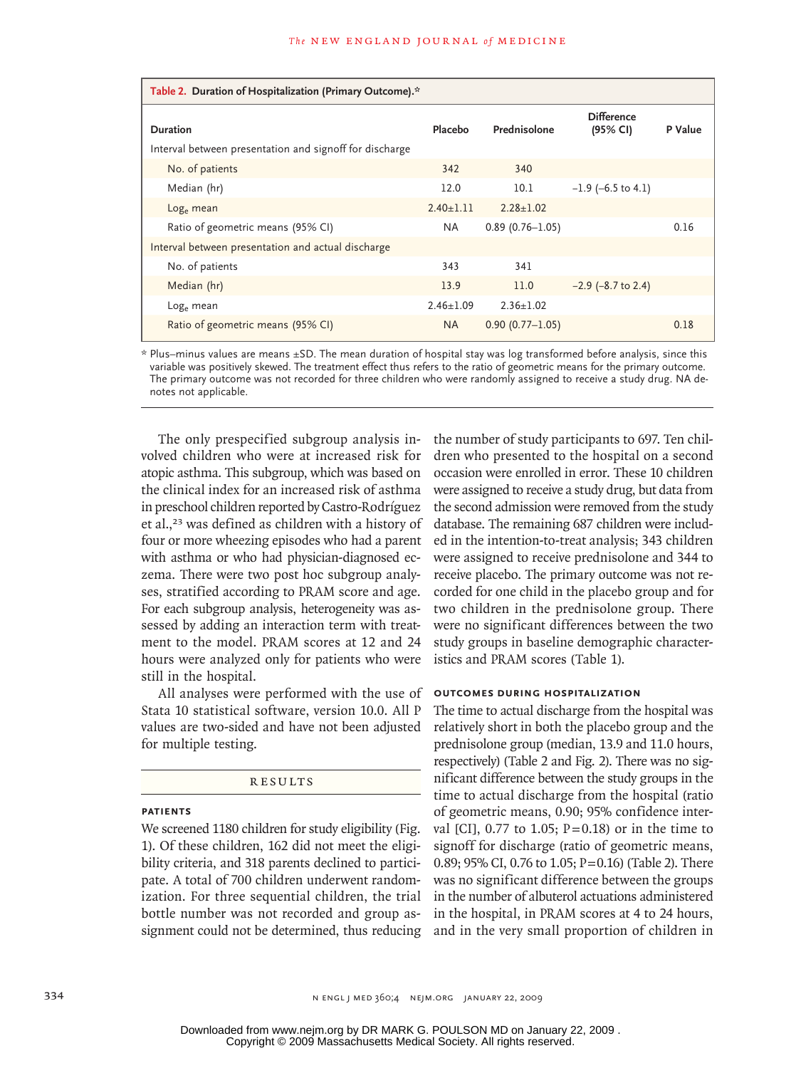**Table 2. Duration of Hospitalization (Primary Outcome).***

| Duration | Placebo | Prednisolone | Difference (95% CI) | P Value |
|---|---|---|---|---|
| Interval between presentation and signoff for discharge | | | | |
| No. of patients | 342 | 340 | | |
| Median (hr) | 12.0 | 10.1 | −1.9 (−6.5 to 4.1) | |
| $\text{Log}_e$ mean | 2.40±1.11 | 2.28±1.02 | | |
| Ratio of geometric means (95% CI) | NA | 0.89 (0.76–1.05) | | 0.16 |
| Interval between presentation and actual discharge | | | | |
| No. of patients | 343 | 341 | | |
| Median (hr) | 13.9 | 11.0 | −2.9 (−8.7 to 2.4) | |
| $\text{Log}_e$ mean | 2.46±1.09 | 2.36±1.02 | | |
| Ratio of geometric means (95% CI) | NA | 0.90 (0.77–1.05) | | 0.18 |

* Plus–minus values are means ±SD. The mean duration of hospital stay was log transformed before analysis, since this variable was positively skewed. The treatment effect thus refers to the ratio of geometric means for the primary outcome. The primary outcome was not recorded for three children who were randomly assigned to receive a study drug. NA denotes not applicable.

The only prespecified subgroup analysis involved children who were at increased risk for atopic asthma. This subgroup, which was based on the clinical index for an increased risk of asthma in preschool children reported by Castro-Rodríguez et al.,[23] was defined as children with a history of four or more wheezing episodes who had a parent with asthma or who had physician-diagnosed eczema. There were two post hoc subgroup analyses, stratified according to PRAM score and age. For each subgroup analysis, heterogeneity was assessed by adding an interaction term with treatment to the model. PRAM scores at 12 and 24 hours were analyzed only for patients who were still in the hospital.

All analyses were performed with the use of Stata 10 statistical software, version 10.0. All P values are two-sided and have not been adjusted for multiple testing.

## RESULTS

### PATIENTS

We screened 1180 children for study eligibility (Fig. 1). Of these children, 162 did not meet the eligibility criteria, and 318 parents declined to participate. A total of 700 children underwent randomization. For three sequential children, the trial bottle number was not recorded and group assignment could not be determined, thus reducing the number of study participants to 697. Ten children who presented to the hospital on a second occasion were enrolled in error. These 10 children were assigned to receive a study drug, but data from the second admission were removed from the study database. The remaining 687 children were included in the intention-to-treat analysis; 343 children were assigned to receive prednisolone and 344 to receive placebo. The primary outcome was not recorded for one child in the placebo group and for two children in the prednisolone group. There were no significant differences between the two study groups in baseline demographic characteristics and PRAM scores (Table 1).

### OUTCOMES DURING HOSPITALIZATION

The time to actual discharge from the hospital was relatively short in both the placebo group and the prednisolone group (median, 13.9 and 11.0 hours, respectively) (Table 2 and Fig. 2). There was no significant difference between the study groups in the time to actual discharge from the hospital (ratio of geometric means, 0.90; 95% confidence interval [CI], 0.77 to 1.05; P=0.18) or in the time to signoff for discharge (ratio of geometric means, 0.89; 95% CI, 0.76 to 1.05; P=0.16) (Table 2). There was no significant difference between the groups in the number of albuterol actuations administered in the hospital, in PRAM scores at 4 to 24 hours, and in the very small proportion of children in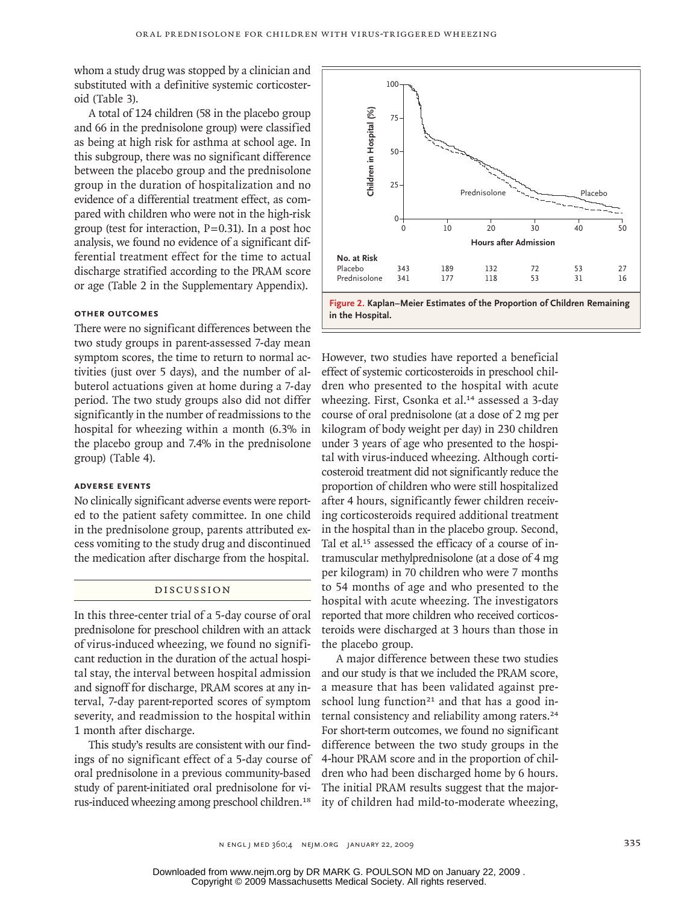whom a study drug was stopped by a clinician and substituted with a definitive systemic corticosteroid (Table 3).

A total of 124 children (58 in the placebo group and 66 in the prednisolone group) were classified as being at high risk for asthma at school age. In this subgroup, there was no significant difference between the placebo group and the prednisolone group in the duration of hospitalization and no evidence of a differential treatment effect, as compared with children who were not in the high-risk group (test for interaction, P=0.31). In a post hoc analysis, we found no evidence of a significant differential treatment effect for the time to actual discharge stratified according to the PRAM score or age (Table 2 in the Supplementary Appendix).

### Other Outcomes

There were no significant differences between the two study groups in parent-assessed 7-day mean symptom scores, the time to return to normal activities (just over 5 days), and the number of albuterol actuations given at home during a 7-day period. The two study groups also did not differ significantly in the number of readmissions to the hospital for wheezing within a month (6.3% in the placebo group and 7.4% in the prednisolone group) (Table 4).

### Adverse Events

No clinically significant adverse events were reported to the patient safety committee. In one child in the prednisolone group, parents attributed excess vomiting to the study drug and discontinued the medication after discharge from the hospital.

## Discussion

In this three-center trial of a 5-day course of oral prednisolone for preschool children with an attack of virus-induced wheezing, we found no significant reduction in the duration of the actual hospital stay, the interval between hospital admission and signoff for discharge, PRAM scores at any interval, 7-day parent-reported scores of symptom severity, and readmission to the hospital within 1 month after discharge.

This study's results are consistent with our findings of no significant effect of a 5-day course of oral prednisolone in a previous community-based study of parent-initiated oral prednisolone for virus-induced wheezing among preschool children.[18]

| No. at Risk | 0 | 10 | 20 | 30 | 40 | 50 |
|---|---|---|---|---|---|---|
| Placebo | 343 | 189 | 132 | 72 | 53 | 27 |
| Prednisolone | 341 | 177 | 118 | 53 | 31 | 16 |

**Figure 2. Kaplan–Meier Estimates of the Proportion of Children Remaining in the Hospital.**

However, two studies have reported a beneficial effect of systemic corticosteroids in preschool children who presented to the hospital with acute wheezing. First, Csonka et al.[14] assessed a 3-day course of oral prednisolone (at a dose of 2 mg per kilogram of body weight per day) in 230 children under 3 years of age who presented to the hospital with virus-induced wheezing. Although corticosteroid treatment did not significantly reduce the proportion of children who were still hospitalized after 4 hours, significantly fewer children receiving corticosteroids required additional treatment in the hospital than in the placebo group. Second, Tal et al.[15] assessed the efficacy of a course of intramuscular methylprednisolone (at a dose of 4 mg per kilogram) in 70 children who were 7 months to 54 months of age and who presented to the hospital with acute wheezing. The investigators reported that more children who received corticosteroids were discharged at 3 hours than those in the placebo group.

A major difference between these two studies and our study is that we included the PRAM score, a measure that has been validated against preschool lung function[21] and that has a good internal consistency and reliability among raters.[24] For short-term outcomes, we found no significant difference between the two study groups in the 4-hour PRAM score and in the proportion of children who had been discharged home by 6 hours. The initial PRAM results suggest that the majority of children had mild-to-moderate wheezing,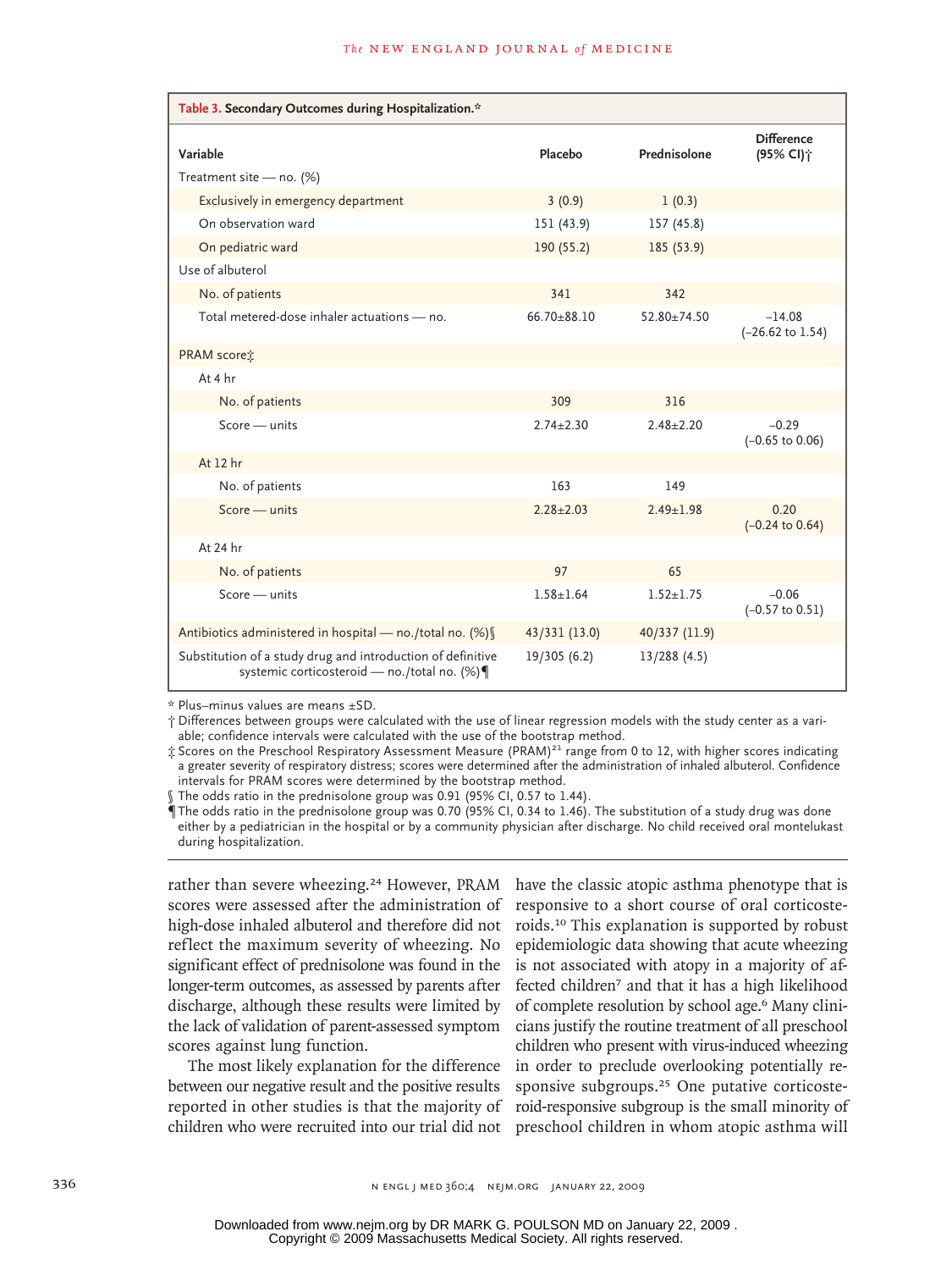**Table 3. Secondary Outcomes during Hospitalization.***

| Variable | Placebo | Prednisolone | Difference (95% CI)† |
|---|---|---|---|
| Treatment site — no. (%) | | | |
| Exclusively in emergency department | 3 (0.9) | 1 (0.3) | |
| On observation ward | 151 (43.9) | 157 (45.8) | |
| On pediatric ward | 190 (55.2) | 185 (53.9) | |
| Use of albuterol | | | |
| No. of patients | 341 | 342 | |
| Total metered-dose inhaler actuations — no. | 66.70±88.10 | 52.80±74.50 | −14.08 (−26.62 to 1.54) |
| PRAM score‡ | | | |
| At 4 hr | | | |
| No. of patients | 309 | 316 | |
| Score — units | 2.74±2.30 | 2.48±2.20 | −0.29 (−0.65 to 0.06) |
| At 12 hr | | | |
| No. of patients | 163 | 149 | |
| Score — units | 2.28±2.03 | 2.49±1.98 | 0.20 (−0.24 to 0.64) |
| At 24 hr | | | |
| No. of patients | 97 | 65 | |
| Score — units | 1.58±1.64 | 1.52±1.75 | −0.06 (−0.57 to 0.51) |
| Antibiotics administered in hospital — no./total no. (%)§ | 43/331 (13.0) | 40/337 (11.9) | |
| Substitution of a study drug and introduction of definitive systemic corticosteroid — no./total no. (%)¶ | 19/305 (6.2) | 13/288 (4.5) | |

\* Plus–minus values are means ±SD.

† Differences between groups were calculated with the use of linear regression models with the study center as a variable; confidence intervals were calculated with the use of the bootstrap method.

‡ Scores on the Preschool Respiratory Assessment Measure (PRAM)[21] range from 0 to 12, with higher scores indicating a greater severity of respiratory distress; scores were determined after the administration of inhaled albuterol. Confidence intervals for PRAM scores were determined by the bootstrap method.

§ The odds ratio in the prednisolone group was 0.91 (95% CI, 0.57 to 1.44).

¶ The odds ratio in the prednisolone group was 0.70 (95% CI, 0.34 to 1.46). The substitution of a study drug was done either by a pediatrician in the hospital or by a community physician after discharge. No child received oral montelukast during hospitalization.

rather than severe wheezing.[24] However, PRAM scores were assessed after the administration of high-dose inhaled albuterol and therefore did not reflect the maximum severity of wheezing. No significant effect of prednisolone was found in the longer-term outcomes, as assessed by parents after discharge, although these results were limited by the lack of validation of parent-assessed symptom scores against lung function.

The most likely explanation for the difference between our negative result and the positive results reported in other studies is that the majority of children who were recruited into our trial did not have the classic atopic asthma phenotype that is responsive to a short course of oral corticosteroids.[10] This explanation is supported by robust epidemiologic data showing that acute wheezing is not associated with atopy in a majority of affected children[7] and that it has a high likelihood of complete resolution by school age.[6] Many clinicians justify the routine treatment of all preschool children who present with virus-induced wheezing in order to preclude overlooking potentially responsive subgroups.[25] One putative corticosteroid-responsive subgroup is the small minority of preschool children in whom atopic asthma will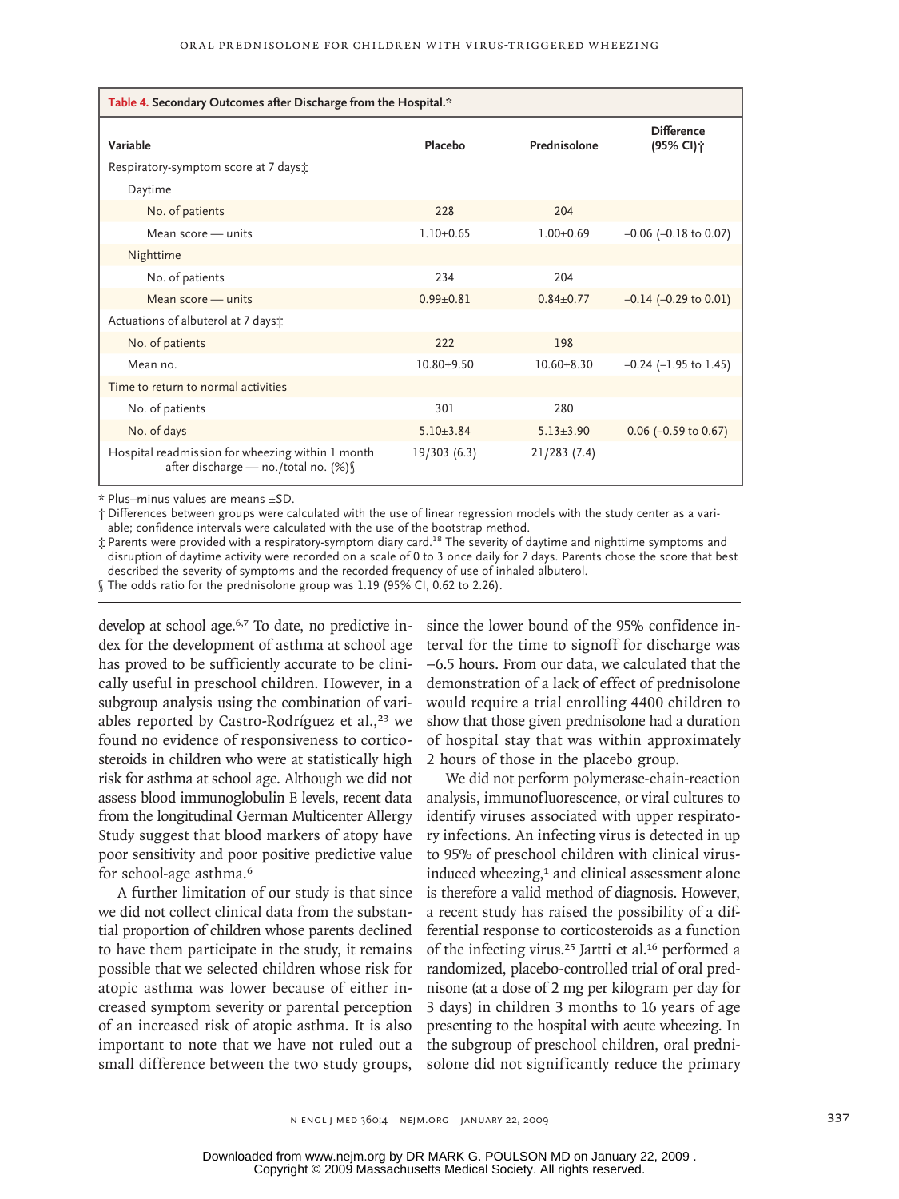**Table 4. Secondary Outcomes after Discharge from the Hospital.***

| Variable | Placebo | Prednisolone | Difference (95% CI)† |
|---|---|---|---|
| Respiratory-symptom score at 7 days‡ | | | |
| Daytime | | | |
| No. of patients | 228 | 204 | |
| Mean score — units | 1.10±0.65 | 1.00±0.69 | −0.06 (−0.18 to 0.07) |
| Nighttime | | | |
| No. of patients | 234 | 204 | |
| Mean score — units | 0.99±0.81 | 0.84±0.77 | −0.14 (−0.29 to 0.01) |
| Actuations of albuterol at 7 days‡ | | | |
| No. of patients | 222 | 198 | |
| Mean no. | 10.80±9.50 | 10.60±8.30 | −0.24 (−1.95 to 1.45) |
| Time to return to normal activities | | | |
| No. of patients | 301 | 280 | |
| No. of days | 5.10±3.84 | 5.13±3.90 | 0.06 (−0.59 to 0.67) |
| Hospital readmission for wheezing within 1 month after discharge — no./total no. (%)§ | 19/303 (6.3) | 21/283 (7.4) | |

\* Plus–minus values are means ±SD.

† Differences between groups were calculated with the use of linear regression models with the study center as a variable; confidence intervals were calculated with the use of the bootstrap method.

‡ Parents were provided with a respiratory-symptom diary card.[18] The severity of daytime and nighttime symptoms and disruption of daytime activity were recorded on a scale of 0 to 3 once daily for 7 days. Parents chose the score that best described the severity of symptoms and the recorded frequency of use of inhaled albuterol.

§ The odds ratio for the prednisolone group was 1.19 (95% CI, 0.62 to 2.26).

develop at school age.[6,7] To date, no predictive index for the development of asthma at school age has proved to be sufficiently accurate to be clinically useful in preschool children. However, in a subgroup analysis using the combination of variables reported by Castro-Rodríguez et al.,[23] we found no evidence of responsiveness to corticosteroids in children who were at statistically high risk for asthma at school age. Although we did not assess blood immunoglobulin E levels, recent data from the longitudinal German Multicenter Allergy Study suggest that blood markers of atopy have poor sensitivity and poor positive predictive value for school-age asthma.[6]

A further limitation of our study is that since we did not collect clinical data from the substantial proportion of children whose parents declined to have them participate in the study, it remains possible that we selected children whose risk for atopic asthma was lower because of either increased symptom severity or parental perception of an increased risk of atopic asthma. It is also important to note that we have not ruled out a small difference between the two study groups, since the lower bound of the 95% confidence interval for the time to signoff for discharge was −6.5 hours. From our data, we calculated that the demonstration of a lack of effect of prednisolone would require a trial enrolling 4400 children to show that those given prednisolone had a duration of hospital stay that was within approximately 2 hours of those in the placebo group.

We did not perform polymerase-chain-reaction analysis, immunofluorescence, or viral cultures to identify viruses associated with upper respiratory infections. An infecting virus is detected in up to 95% of preschool children with clinical virus-induced wheezing,[1] and clinical assessment alone is therefore a valid method of diagnosis. However, a recent study has raised the possibility of a differential response to corticosteroids as a function of the infecting virus.[25] Jartti et al.[16] performed a randomized, placebo-controlled trial of oral prednisone (at a dose of 2 mg per kilogram per day for 3 days) in children 3 months to 16 years of age presenting to the hospital with acute wheezing. In the subgroup of preschool children, oral prednisolone did not significantly reduce the primary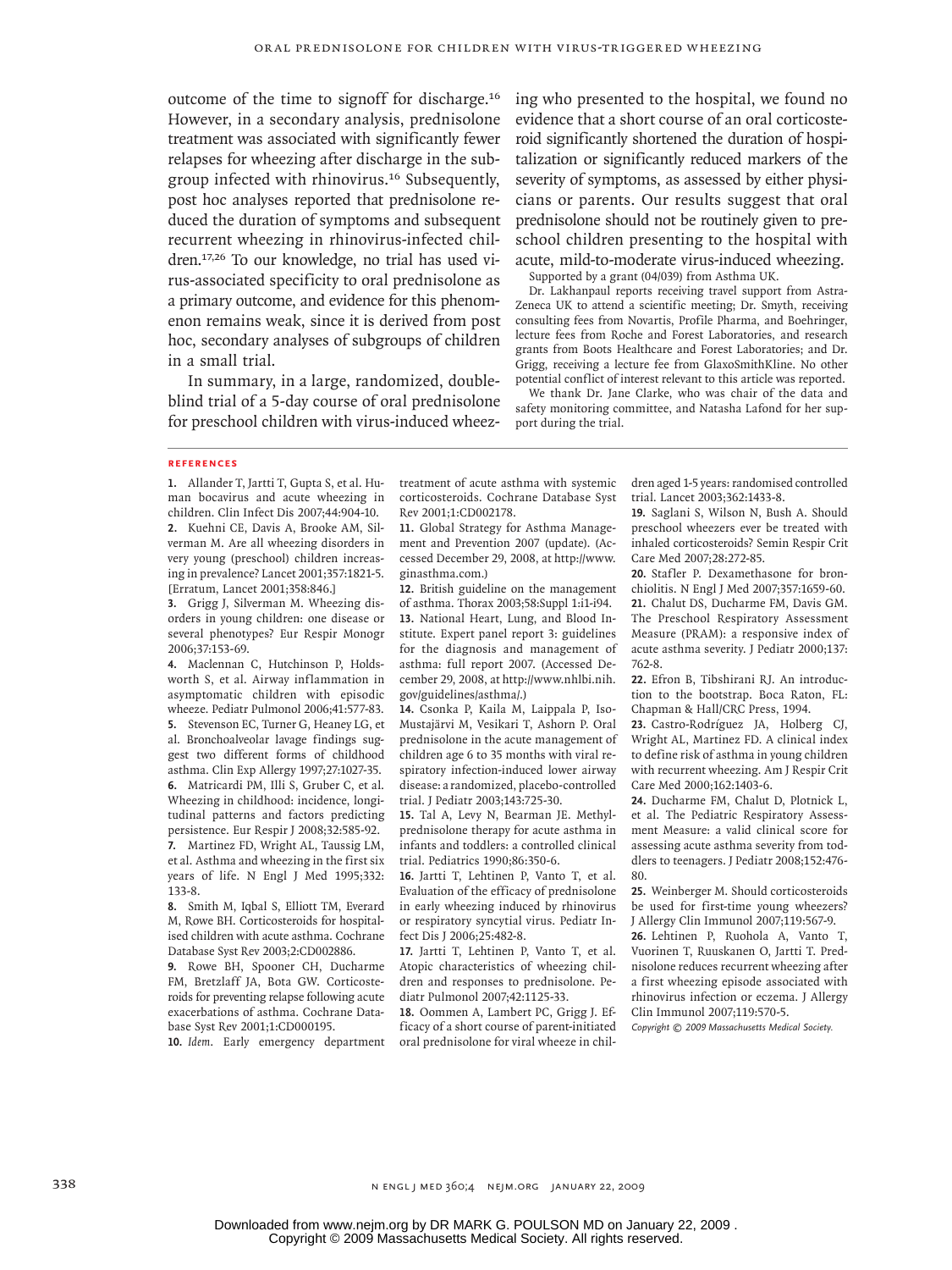outcome of the time to signoff for discharge.[16] However, in a secondary analysis, prednisolone treatment was associated with significantly fewer relapses for wheezing after discharge in the subgroup infected with rhinovirus.[16] Subsequently, post hoc analyses reported that prednisolone reduced the duration of symptoms and subsequent recurrent wheezing in rhinovirus-infected children.[17,26] To our knowledge, no trial has used virus-associated specificity to oral prednisolone as a primary outcome, and evidence for this phenomenon remains weak, since it is derived from post hoc, secondary analyses of subgroups of children in a small trial.

In summary, in a large, randomized, double-blind trial of a 5-day course of oral prednisolone for preschool children with virus-induced wheezing who presented to the hospital, we found no evidence that a short course of an oral corticosteroid significantly shortened the duration of hospitalization or significantly reduced markers of the severity of symptoms, as assessed by either physicians or parents. Our results suggest that oral prednisolone should not be routinely given to preschool children presenting to the hospital with acute, mild-to-moderate virus-induced wheezing.

Supported by a grant (04/039) from Asthma UK.

Dr. Lakhanpaul reports receiving travel support from AstraZeneca UK to attend a scientific meeting; Dr. Smyth, receiving consulting fees from Novartis, Profile Pharma, and Boehringer, lecture fees from Roche and Forest Laboratories, and research grants from Boots Healthcare and Forest Laboratories; and Dr. Grigg, receiving a lecture fee from GlaxoSmithKline. No other potential conflict of interest relevant to this article was reported.

We thank Dr. Jane Clarke, who was chair of the data and safety monitoring committee, and Natasha Lafond for her support during the trial.

## References

1. Allander T, Jartti T, Gupta S, et al. Human bocavirus and acute wheezing in children. Clin Infect Dis 2007;44:904-10.
2. Kuehni CE, Davis A, Brooke AM, Silverman M. Are all wheezing disorders in very young (preschool) children increasing in prevalence? Lancet 2001;357:1821-5. [Erratum, Lancet 2001;358:846.]
3. Grigg J, Silverman M. Wheezing disorders in young children: one disease or several phenotypes? Eur Respir Monogr 2006;37:153-69.
4. Maclennan C, Hutchinson P, Holdsworth S, et al. Airway inflammation in asymptomatic children with episodic wheeze. Pediatr Pulmonol 2006;41:577-83.
5. Stevenson EC, Turner G, Heaney LG, et al. Bronchoalveolar lavage findings suggest two different forms of childhood asthma. Clin Exp Allergy 1997;27:1027-35.
6. Matricardi PM, Illi S, Gruber C, et al. Wheezing in childhood: incidence, longitudinal patterns and factors predicting persistence. Eur Respir J 2008;32:585-92.
7. Martinez FD, Wright AL, Taussig LM, et al. Asthma and wheezing in the first six years of life. N Engl J Med 1995;332:133-8.
8. Smith M, Iqbal S, Elliott TM, Everard M, Rowe BH. Corticosteroids for hospitalised children with acute asthma. Cochrane Database Syst Rev 2003;2:CD002886.
9. Rowe BH, Spooner CH, Ducharme FM, Bretzlaff JA, Bota GW. Corticosteroids for preventing relapse following acute exacerbations of asthma. Cochrane Database Syst Rev 2001;1:CD000195.
10. *Idem*. Early emergency department treatment of acute asthma with systemic corticosteroids. Cochrane Database Syst Rev 2001;1:CD002178.
11. Global Strategy for Asthma Management and Prevention 2007 (update). (Accessed December 29, 2008, at http://www.ginasthma.com.)
12. British guideline on the management of asthma. Thorax 2003;58:Suppl 1:i1-i94.
13. National Heart, Lung, and Blood Institute. Expert panel report 3: guidelines for the diagnosis and management of asthma: full report 2007. (Accessed December 29, 2008, at http://www.nhlbi.nih.gov/guidelines/asthma/.)
14. Csonka P, Kaila M, Laippala P, Iso-Mustajärvi M, Vesikari T, Ashorn P. Oral prednisolone in the acute management of children age 6 to 35 months with viral respiratory infection-induced lower airway disease: a randomized, placebo-controlled trial. J Pediatr 2003;143:725-30.
15. Tal A, Levy N, Bearman JE. Methylprednisolone therapy for acute asthma in infants and toddlers: a controlled clinical trial. Pediatrics 1990;86:350-6.
16. Jartti T, Lehtinen P, Vanto T, et al. Evaluation of the efficacy of prednisolone in early wheezing induced by rhinovirus or respiratory syncytial virus. Pediatr Infect Dis J 2006;25:482-8.
17. Jartti T, Lehtinen P, Vanto T, et al. Atopic characteristics of wheezing children and responses to prednisolone. Pediatr Pulmonol 2007;42:1125-33.
18. Oommen A, Lambert PC, Grigg J. Efficacy of a short course of parent-initiated oral prednisolone for viral wheeze in children aged 1-5 years: randomised controlled trial. Lancet 2003;362:1433-8.
19. Saglani S, Wilson N, Bush A. Should preschool wheezers ever be treated with inhaled corticosteroids? Semin Respir Crit Care Med 2007;28:272-85.
20. Stafler P. Dexamethasone for bronchiolitis. N Engl J Med 2007;357:1659-60.
21. Chalut DS, Ducharme FM, Davis GM. The Preschool Respiratory Assessment Measure (PRAM): a responsive index of acute asthma severity. J Pediatr 2000;137:762-8.
22. Efron B, Tibshirani RJ. An introduction to the bootstrap. Boca Raton, FL: Chapman & Hall/CRC Press, 1994.
23. Castro-Rodríguez JA, Holberg CJ, Wright AL, Martinez FD. A clinical index to define risk of asthma in young children with recurrent wheezing. Am J Respir Crit Care Med 2000;162:1403-6.
24. Ducharme FM, Chalut D, Plotnick L, et al. The Pediatric Respiratory Assessment Measure: a valid clinical score for assessing acute asthma severity from toddlers to teenagers. J Pediatr 2008;152:476-80.
25. Weinberger M. Should corticosteroids be used for first-time young wheezers? J Allergy Clin Immunol 2007;119:567-9.
26. Lehtinen P, Ruohola A, Vanto T, Vuorinen T, Ruuskanen O, Jartti T. Prednisolone reduces recurrent wheezing after a first wheezing episode associated with rhinovirus infection or eczema. J Allergy Clin Immunol 2007;119:570-5.

*Copyright © 2009 Massachusetts Medical Society.*